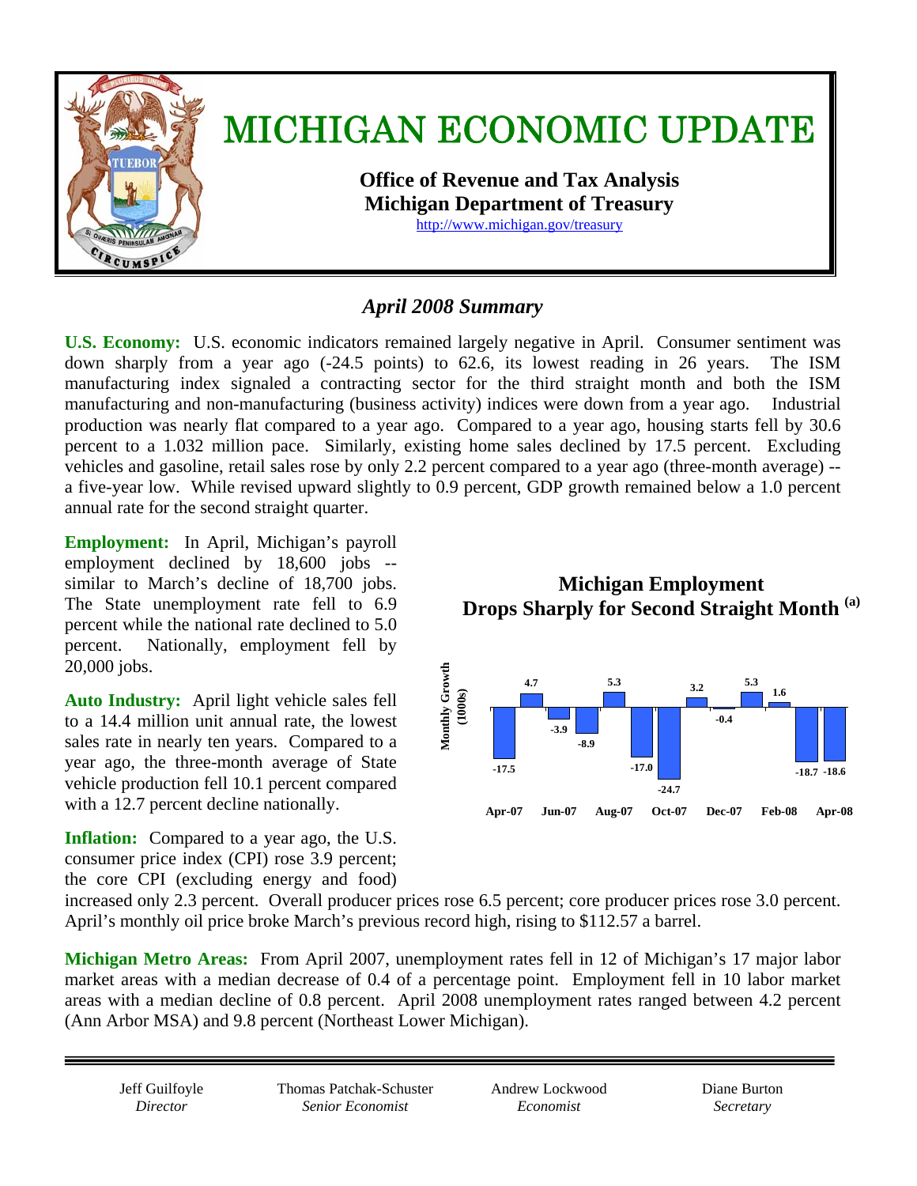# MICHIGAN ECONOMIC UPDATE

**Office of Revenue and Tax Analysis**
**Michigan Department of Treasury**
http://www.michigan.gov/treasury

## *April 2008 Summary*

**U.S. Economy:** U.S. economic indicators remained largely negative in April. Consumer sentiment was down sharply from a year ago (-24.5 points) to 62.6, its lowest reading in 26 years. The ISM manufacturing index signaled a contracting sector for the third straight month and both the ISM manufacturing and non-manufacturing (business activity) indices were down from a year ago. Industrial production was nearly flat compared to a year ago. Compared to a year ago, housing starts fell by 30.6 percent to a 1.032 million pace. Similarly, existing home sales declined by 17.5 percent. Excluding vehicles and gasoline, retail sales rose by only 2.2 percent compared to a year ago (three-month average) -- a five-year low. While revised upward slightly to 0.9 percent, GDP growth remained below a 1.0 percent annual rate for the second straight quarter.

**Employment:** In April, Michigan's payroll employment declined by 18,600 jobs -- similar to March's decline of 18,700 jobs. The State unemployment rate fell to 6.9 percent while the national rate declined to 5.0 percent. Nationally, employment fell by 20,000 jobs.

**Michigan Employment Drops Sharply for Second Straight Month [(a)]**

Monthly Growth (1000s)

| Apr-07 | May-07 | Jun-07 | Jul-07 | Aug-07 | Sep-07 | Oct-07 | Nov-07 | Dec-07 | Jan-08 | Feb-08 | Mar-08 | Apr-08 |
|---|---|---|---|---|---|---|---|---|---|---|---|---|
| -17.5 | 4.7 | -3.9 | -8.9 | 5.3 | -17.0 | -24.7 | 3.2 | -0.4 | 5.3 | 1.6 | -18.7 | -18.6 |

**Auto Industry:** April light vehicle sales fell to a 14.4 million unit annual rate, the lowest sales rate in nearly ten years. Compared to a year ago, the three-month average of State vehicle production fell 10.1 percent compared with a 12.7 percent decline nationally.

**Inflation:** Compared to a year ago, the U.S. consumer price index (CPI) rose 3.9 percent; the core CPI (excluding energy and food) increased only 2.3 percent. Overall producer prices rose 6.5 percent; core producer prices rose 3.0 percent. April's monthly oil price broke March's previous record high, rising to $112.57 a barrel.

**Michigan Metro Areas:** From April 2007, unemployment rates fell in 12 of Michigan's 17 major labor market areas with a median decrease of 0.4 of a percentage point. Employment fell in 10 labor market areas with a median decline of 0.8 percent. April 2008 unemployment rates ranged between 4.2 percent (Ann Arbor MSA) and 9.8 percent (Northeast Lower Michigan).

---

| Jeff Guilfoyle | Thomas Patchak-Schuster | Andrew Lockwood | Diane Burton |
|---|---|---|---|
| *Director* | *Senior Economist* | *Economist* | *Secretary* |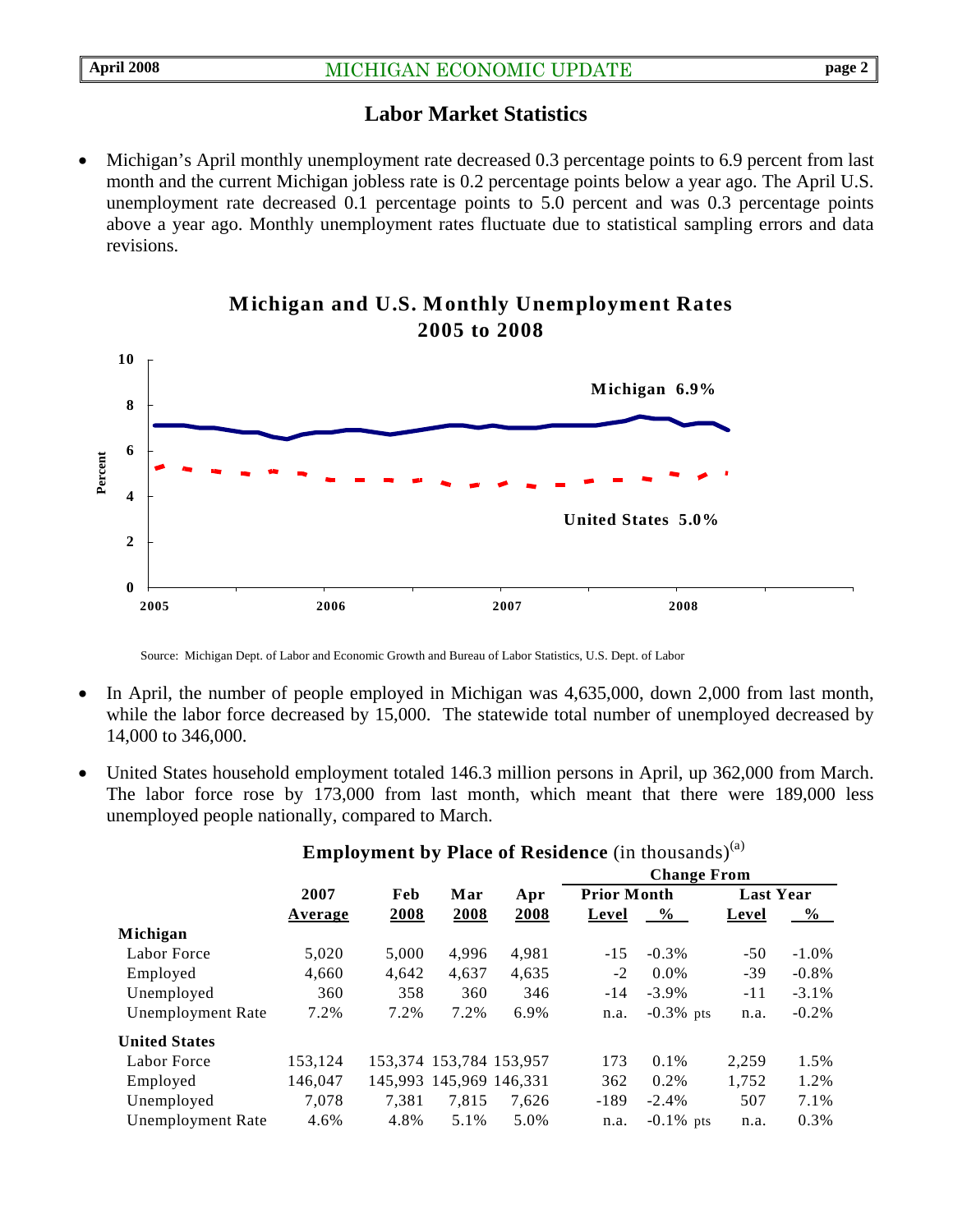## Labor Market Statistics

- Michigan's April monthly unemployment rate decreased 0.3 percentage points to 6.9 percent from last month and the current Michigan jobless rate is 0.2 percentage points below a year ago. The April U.S. unemployment rate decreased 0.1 percentage points to 5.0 percent and was 0.3 percentage points above a year ago. Monthly unemployment rates fluctuate due to statistical sampling errors and data revisions.

**Michigan and U.S. Monthly Unemployment Rates 2005 to 2008**

Source: Michigan Dept. of Labor and Economic Growth and Bureau of Labor Statistics, U.S. Dept. of Labor

- In April, the number of people employed in Michigan was 4,635,000, down 2,000 from last month, while the labor force decreased by 15,000. The statewide total number of unemployed decreased by 14,000 to 346,000.

- United States household employment totaled 146.3 million persons in April, up 362,000 from March. The labor force rose by 173,000 from last month, which meant that there were 189,000 less unemployed people nationally, compared to March.

**Employment by Place of Residence** (in thousands)[a]

| | 2007 Average | Feb 2008 | Mar 2008 | Apr 2008 | Change From Prior Month Level | Prior Month % | Last Year Level | Last Year % |
|---|---|---|---|---|---|---|---|---|
| **Michigan** | | | | | | | | |
| Labor Force | 5,020 | 5,000 | 4,996 | 4,981 | -15 | -0.3% | -50 | -1.0% |
| Employed | 4,660 | 4,642 | 4,637 | 4,635 | -2 | 0.0% | -39 | -0.8% |
| Unemployed | 360 | 358 | 360 | 346 | -14 | -3.9% | -11 | -3.1% |
| Unemployment Rate | 7.2% | 7.2% | 7.2% | 6.9% | n.a. | -0.3% pts | n.a. | -0.2% |
| **United States** | | | | | | | | |
| Labor Force | 153,124 | 153,374 | 153,784 | 153,957 | 173 | 0.1% | 2,259 | 1.5% |
| Employed | 146,047 | 145,993 | 145,969 | 146,331 | 362 | 0.2% | 1,752 | 1.2% |
| Unemployed | 7,078 | 7,381 | 7,815 | 7,626 | -189 | -2.4% | 507 | 7.1% |
| Unemployment Rate | 4.6% | 4.8% | 5.1% | 5.0% | n.a. | -0.1% pts | n.a. | 0.3% |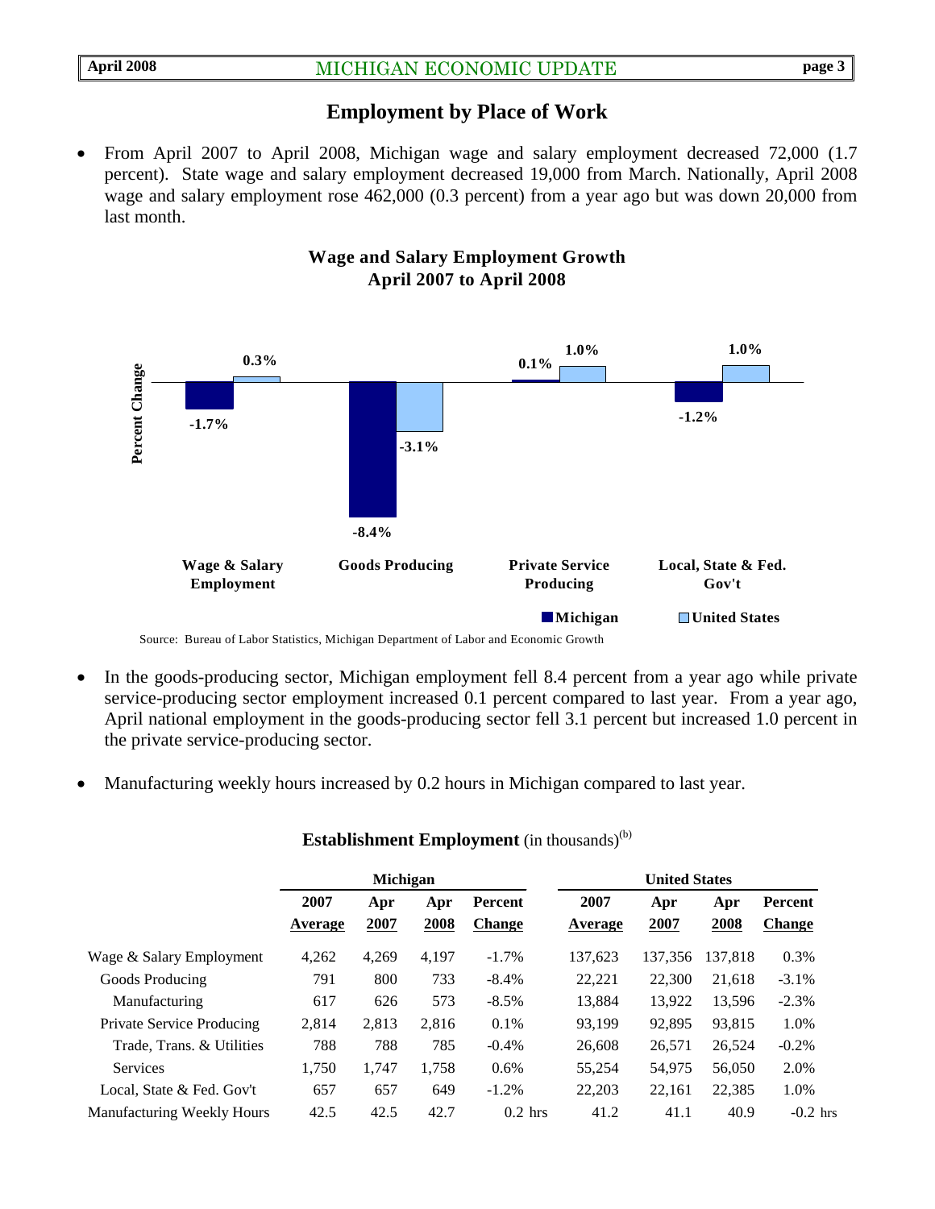## Employment by Place of Work

- From April 2007 to April 2008, Michigan wage and salary employment decreased 72,000 (1.7 percent). State wage and salary employment decreased 19,000 from March. Nationally, April 2008 wage and salary employment rose 462,000 (0.3 percent) from a year ago but was down 20,000 from last month.

**Wage and Salary Employment Growth**
**April 2007 to April 2008**

| Percent Change | Michigan | United States |
|---|---|---|
| Wage & Salary Employment | -1.7% | 0.3% |
| Goods Producing | -8.4% | -3.1% |
| Private Service Producing | 0.1% | 1.0% |
| Local, State & Fed. Gov't | -1.2% | 1.0% |

Source: Bureau of Labor Statistics, Michigan Department of Labor and Economic Growth

- In the goods-producing sector, Michigan employment fell 8.4 percent from a year ago while private service-producing sector employment increased 0.1 percent compared to last year. From a year ago, April national employment in the goods-producing sector fell 3.1 percent but increased 1.0 percent in the private service-producing sector.

- Manufacturing weekly hours increased by 0.2 hours in Michigan compared to last year.

**Establishment Employment** (in thousands)[(b)]

| | Michigan | | | | United States | | | |
|---|---|---|---|---|---|---|---|---|
| | 2007 Average | Apr 2007 | Apr 2008 | Percent Change | 2007 Average | Apr 2007 | Apr 2008 | Percent Change |
| Wage & Salary Employment | 4,262 | 4,269 | 4,197 | -1.7% | 137,623 | 137,356 | 137,818 | 0.3% |
| Goods Producing | 791 | 800 | 733 | -8.4% | 22,221 | 22,300 | 21,618 | -3.1% |
| Manufacturing | 617 | 626 | 573 | -8.5% | 13,884 | 13,922 | 13,596 | -2.3% |
| Private Service Producing | 2,814 | 2,813 | 2,816 | 0.1% | 93,199 | 92,895 | 93,815 | 1.0% |
| Trade, Trans. & Utilities | 788 | 788 | 785 | -0.4% | 26,608 | 26,571 | 26,524 | -0.2% |
| Services | 1,750 | 1,747 | 1,758 | 0.6% | 55,254 | 54,975 | 56,050 | 2.0% |
| Local, State & Fed. Gov't | 657 | 657 | 649 | -1.2% | 22,203 | 22,161 | 22,385 | 1.0% |
| Manufacturing Weekly Hours | 42.5 | 42.5 | 42.7 | 0.2 hrs | 41.2 | 41.1 | 40.9 | -0.2 hrs |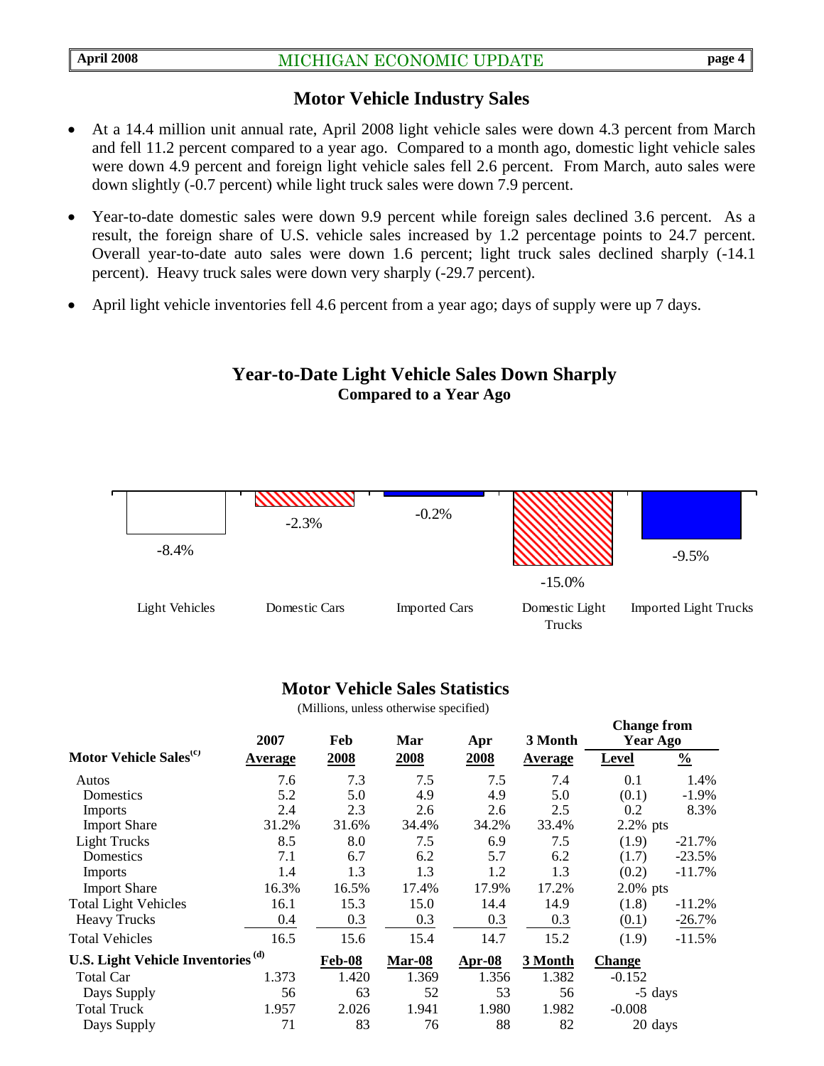## Motor Vehicle Industry Sales

- At a 14.4 million unit annual rate, April 2008 light vehicle sales were down 4.3 percent from March and fell 11.2 percent compared to a year ago. Compared to a month ago, domestic light vehicle sales were down 4.9 percent and foreign light vehicle sales fell 2.6 percent. From March, auto sales were down slightly (-0.7 percent) while light truck sales were down 7.9 percent.
- Year-to-date domestic sales were down 9.9 percent while foreign sales declined 3.6 percent. As a result, the foreign share of U.S. vehicle sales increased by 1.2 percentage points to 24.7 percent. Overall year-to-date auto sales were down 1.6 percent; light truck sales declined sharply (-14.1 percent). Heavy truck sales were down very sharply (-29.7 percent).
- April light vehicle inventories fell 4.6 percent from a year ago; days of supply were up 7 days.

### Year-to-Date Light Vehicle Sales Down Sharply
**Compared to a Year Ago**

| Light Vehicles | Domestic Cars | Imported Cars | Domestic Light Trucks | Imported Light Trucks |
|---|---|---|---|---|
| -8.4% | -2.3% | -0.2% | -15.0% | -9.5% |

### Motor Vehicle Sales Statistics

(Millions, unless otherwise specified)

| Motor Vehicle Sales[c] | 2007 Average | Feb 2008 | Mar 2008 | Apr 2008 | 3 Month Average | Change from Year Ago Level | Change from Year Ago % |
|---|---|---|---|---|---|---|---|
| Autos | 7.6 | 7.3 | 7.5 | 7.5 | 7.4 | 0.1 | 1.4% |
| Domestics | 5.2 | 5.0 | 4.9 | 4.9 | 5.0 | (0.1) | -1.9% |
| Imports | 2.4 | 2.3 | 2.6 | 2.6 | 2.5 | 0.2 | 8.3% |
| Import Share | 31.2% | 31.6% | 34.4% | 34.2% | 33.4% | 2.2% pts | |
| Light Trucks | 8.5 | 8.0 | 7.5 | 6.9 | 7.5 | (1.9) | -21.7% |
| Domestics | 7.1 | 6.7 | 6.2 | 5.7 | 6.2 | (1.7) | -23.5% |
| Imports | 1.4 | 1.3 | 1.3 | 1.2 | 1.3 | (0.2) | -11.7% |
| Import Share | 16.3% | 16.5% | 17.4% | 17.9% | 17.2% | 2.0% pts | |
| Total Light Vehicles | 16.1 | 15.3 | 15.0 | 14.4 | 14.9 | (1.8) | -11.2% |
| Heavy Trucks | 0.4 | 0.3 | 0.3 | 0.3 | 0.3 | (0.1) | -26.7% |
| Total Vehicles | 16.5 | 15.6 | 15.4 | 14.7 | 15.2 | (1.9) | -11.5% |
| **U.S. Light Vehicle Inventories [d]** | | **Feb-08** | **Mar-08** | **Apr-08** | **3 Month** | **Change** | |
| Total Car | 1.373 | 1.420 | 1.369 | 1.356 | 1.382 | -0.152 | |
| Days Supply | 56 | 63 | 52 | 53 | 56 | -5 days | |
| Total Truck | 1.957 | 2.026 | 1.941 | 1.980 | 1.982 | -0.008 | |
| Days Supply | 71 | 83 | 76 | 88 | 82 | 20 days | |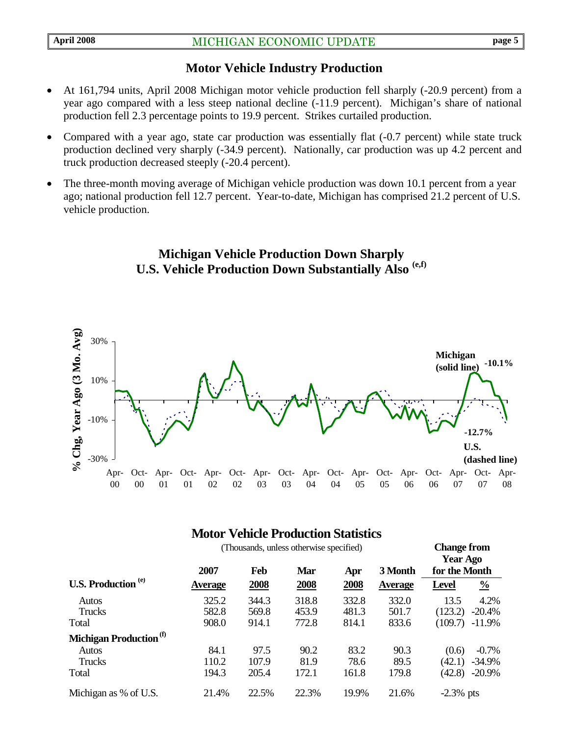## Motor Vehicle Industry Production

- At 161,794 units, April 2008 Michigan motor vehicle production fell sharply (-20.9 percent) from a year ago compared with a less steep national decline (-11.9 percent). Michigan's share of national production fell 2.3 percentage points to 19.9 percent. Strikes curtailed production.
- Compared with a year ago, state car production was essentially flat (-0.7 percent) while state truck production declined very sharply (-34.9 percent). Nationally, car production was up 4.2 percent and truck production decreased steeply (-20.4 percent).
- The three-month moving average of Michigan vehicle production was down 10.1 percent from a year ago; national production fell 12.7 percent. Year-to-date, Michigan has comprised 21.2 percent of U.S. vehicle production.

### Michigan Vehicle Production Down Sharply U.S. Vehicle Production Down Substantially Also (e,f)

% Chg, Year Ago (3 Mo. Avg)

Michigan (solid line) -10.1%

U.S. (dashed line) -12.7%

Apr-00 to Apr-08

### Motor Vehicle Production Statistics

(Thousands, unless otherwise specified)

| U.S. Production (e) | 2007 Average | Feb 2008 | Mar 2008 | Apr 2008 | 3 Month Average | Change from Year Ago for the Month Level | % |
|---|---|---|---|---|---|---|---|
| Autos | 325.2 | 344.3 | 318.8 | 332.8 | 332.0 | 13.5 | 4.2% |
| Trucks | 582.8 | 569.8 | 453.9 | 481.3 | 501.7 | (123.2) | -20.4% |
| Total | 908.0 | 914.1 | 772.8 | 814.1 | 833.6 | (109.7) | -11.9% |
| **Michigan Production (f)** | | | | | | | |
| Autos | 84.1 | 97.5 | 90.2 | 83.2 | 90.3 | (0.6) | -0.7% |
| Trucks | 110.2 | 107.9 | 81.9 | 78.6 | 89.5 | (42.1) | -34.9% |
| Total | 194.3 | 205.4 | 172.1 | 161.8 | 179.8 | (42.8) | -20.9% |
| Michigan as % of U.S. | 21.4% | 22.5% | 22.3% | 19.9% | 21.6% | -2.3% pts | |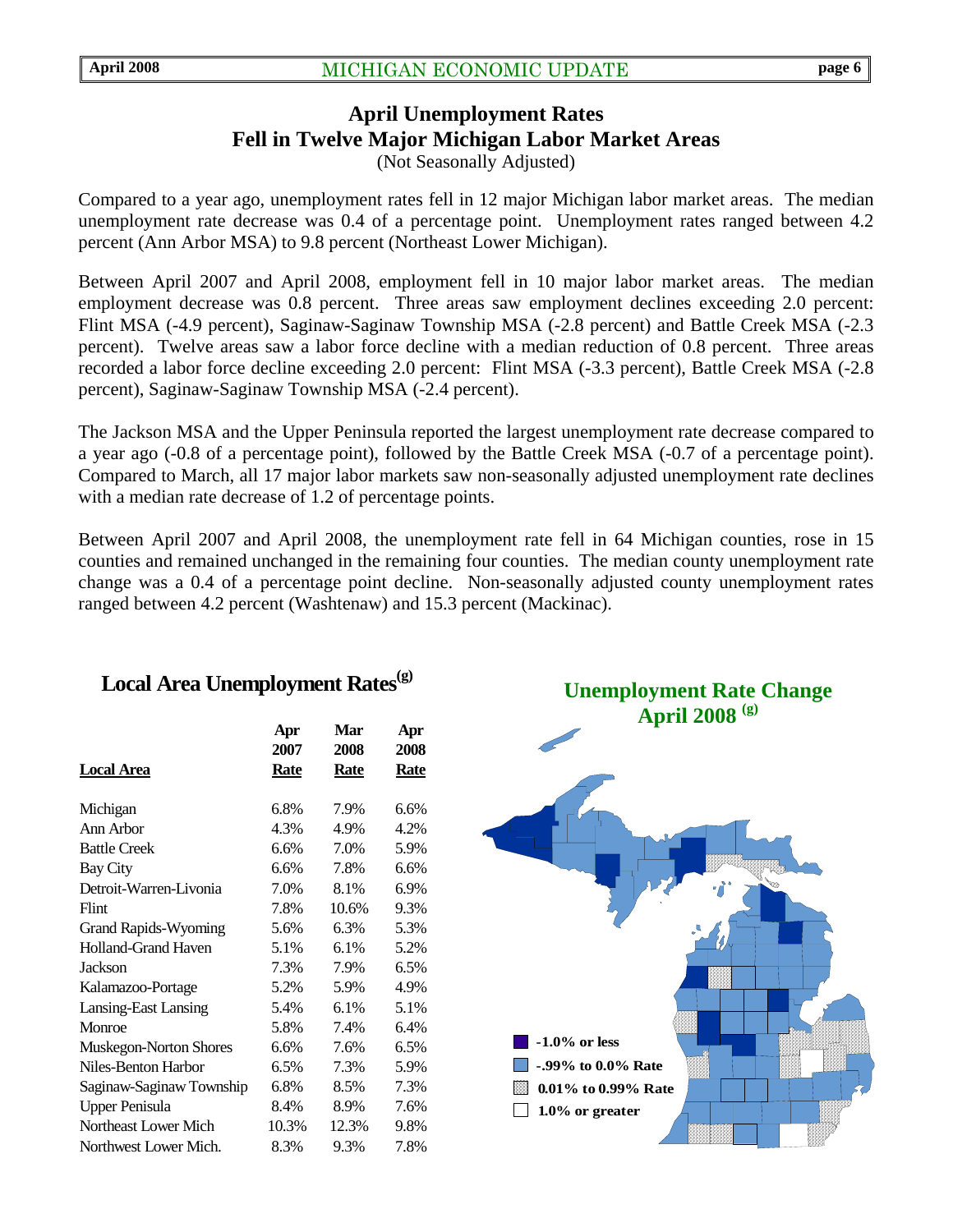## April Unemployment Rates Fell in Twelve Major Michigan Labor Market Areas

(Not Seasonally Adjusted)

Compared to a year ago, unemployment rates fell in 12 major Michigan labor market areas. The median unemployment rate decrease was 0.4 of a percentage point. Unemployment rates ranged between 4.2 percent (Ann Arbor MSA) to 9.8 percent (Northeast Lower Michigan).

Between April 2007 and April 2008, employment fell in 10 major labor market areas. The median employment decrease was 0.8 percent. Three areas saw employment declines exceeding 2.0 percent: Flint MSA (-4.9 percent), Saginaw-Saginaw Township MSA (-2.8 percent) and Battle Creek MSA (-2.3 percent). Twelve areas saw a labor force decline with a median reduction of 0.8 percent. Three areas recorded a labor force decline exceeding 2.0 percent: Flint MSA (-3.3 percent), Battle Creek MSA (-2.8 percent), Saginaw-Saginaw Township MSA (-2.4 percent).

The Jackson MSA and the Upper Peninsula reported the largest unemployment rate decrease compared to a year ago (-0.8 of a percentage point), followed by the Battle Creek MSA (-0.7 of a percentage point). Compared to March, all 17 major labor markets saw non-seasonally adjusted unemployment rate declines with a median rate decrease of 1.2 of percentage points.

Between April 2007 and April 2008, the unemployment rate fell in 64 Michigan counties, rose in 15 counties and remained unchanged in the remaining four counties. The median county unemployment rate change was a 0.4 of a percentage point decline. Non-seasonally adjusted county unemployment rates ranged between 4.2 percent (Washtenaw) and 15.3 percent (Mackinac).

### Local Area Unemployment Rates(g)

| Local Area | Apr 2007 Rate | Mar 2008 Rate | Apr 2008 Rate |
|---|---|---|---|
| Michigan | 6.8% | 7.9% | 6.6% |
| Ann Arbor | 4.3% | 4.9% | 4.2% |
| Battle Creek | 6.6% | 7.0% | 5.9% |
| Bay City | 6.6% | 7.8% | 6.6% |
| Detroit-Warren-Livonia | 7.0% | 8.1% | 6.9% |
| Flint | 7.8% | 10.6% | 9.3% |
| Grand Rapids-Wyoming | 5.6% | 6.3% | 5.3% |
| Holland-Grand Haven | 5.1% | 6.1% | 5.2% |
| Jackson | 7.3% | 7.9% | 6.5% |
| Kalamazoo-Portage | 5.2% | 5.9% | 4.9% |
| Lansing-East Lansing | 5.4% | 6.1% | 5.1% |
| Monroe | 5.8% | 7.4% | 6.4% |
| Muskegon-Norton Shores | 6.6% | 7.6% | 6.5% |
| Niles-Benton Harbor | 6.5% | 7.3% | 5.9% |
| Saginaw-Saginaw Township | 6.8% | 8.5% | 7.3% |
| Upper Penisula | 8.4% | 8.9% | 7.6% |
| Northeast Lower Mich | 10.3% | 12.3% | 9.8% |
| Northwest Lower Mich. | 8.3% | 9.3% | 7.8% |

### Unemployment Rate Change April 2008 (g)

- -1.0% or less
- -.99% to 0.0% Rate
- 0.01% to 0.99% Rate
- 1.0% or greater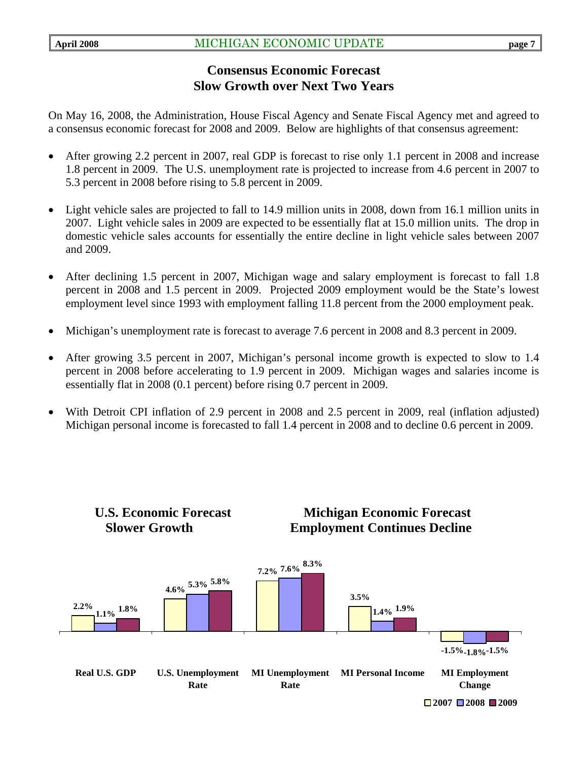## Consensus Economic Forecast
## Slow Growth over Next Two Years

On May 16, 2008, the Administration, House Fiscal Agency and Senate Fiscal Agency met and agreed to a consensus economic forecast for 2008 and 2009. Below are highlights of that consensus agreement:

- After growing 2.2 percent in 2007, real GDP is forecast to rise only 1.1 percent in 2008 and increase 1.8 percent in 2009. The U.S. unemployment rate is projected to increase from 4.6 percent in 2007 to 5.3 percent in 2008 before rising to 5.8 percent in 2009.
- Light vehicle sales are projected to fall to 14.9 million units in 2008, down from 16.1 million units in 2007. Light vehicle sales in 2009 are expected to be essentially flat at 15.0 million units. The drop in domestic vehicle sales accounts for essentially the entire decline in light vehicle sales between 2007 and 2009.
- After declining 1.5 percent in 2007, Michigan wage and salary employment is forecast to fall 1.8 percent in 2008 and 1.5 percent in 2009. Projected 2009 employment would be the State's lowest employment level since 1993 with employment falling 11.8 percent from the 2000 employment peak.
- Michigan's unemployment rate is forecast to average 7.6 percent in 2008 and 8.3 percent in 2009.
- After growing 3.5 percent in 2007, Michigan's personal income growth is expected to slow to 1.4 percent in 2008 before accelerating to 1.9 percent in 2009. Michigan wages and salaries income is essentially flat in 2008 (0.1 percent) before rising 0.7 percent in 2009.
- With Detroit CPI inflation of 2.9 percent in 2008 and 2.5 percent in 2009, real (inflation adjusted) Michigan personal income is forecasted to fall 1.4 percent in 2008 and to decline 0.6 percent in 2009.

**U.S. Economic Forecast Slower Growth** / **Michigan Economic Forecast Employment Continues Decline**

| | 2007 | 2008 | 2009 |
|---|---|---|---|
| Real U.S. GDP | 2.2% | 1.1% | 1.8% |
| U.S. Unemployment Rate | 4.6% | 5.3% | 5.8% |
| MI Unemployment Rate | 7.2% | 7.6% | 8.3% |
| MI Personal Income | 3.5% | 1.4% | 1.9% |
| MI Employment Change | -1.5% | -1.8% | -1.5% |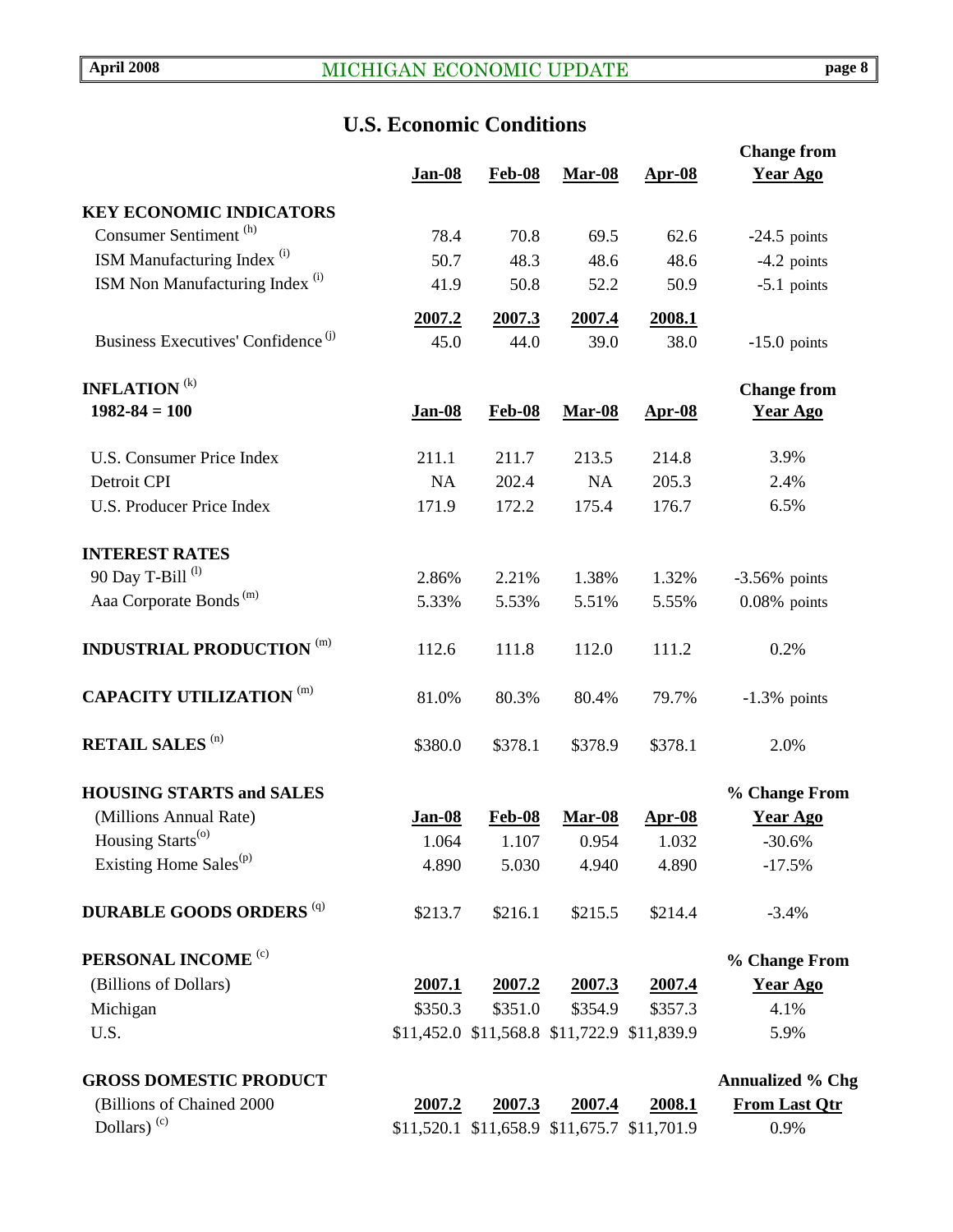## U.S. Economic Conditions

| | Jan-08 | Feb-08 | Mar-08 | Apr-08 | Change from Year Ago |
|---|---|---|---|---|---|
| **KEY ECONOMIC INDICATORS** | | | | | |
| Consumer Sentiment (h) | 78.4 | 70.8 | 69.5 | 62.6 | -24.5 points |
| ISM Manufacturing Index (i) | 50.7 | 48.3 | 48.6 | 48.6 | -4.2 points |
| ISM Non Manufacturing Index (i) | 41.9 | 50.8 | 52.2 | 50.9 | -5.1 points |
| | **2007.2** | **2007.3** | **2007.4** | **2008.1** | |
| Business Executives' Confidence (j) | 45.0 | 44.0 | 39.0 | 38.0 | -15.0 points |

| **INFLATION** (k) 1982-84 = 100 | Jan-08 | Feb-08 | Mar-08 | Apr-08 | Change from Year Ago |
|---|---|---|---|---|---|
| U.S. Consumer Price Index | 211.1 | 211.7 | 213.5 | 214.8 | 3.9% |
| Detroit CPI | NA | 202.4 | NA | 205.3 | 2.4% |
| U.S. Producer Price Index | 171.9 | 172.2 | 175.4 | 176.7 | 6.5% |
| **INTEREST RATES** | | | | | |
| 90 Day T-Bill (l) | 2.86% | 2.21% | 1.38% | 1.32% | -3.56% points |
| Aaa Corporate Bonds (m) | 5.33% | 5.53% | 5.51% | 5.55% | 0.08% points |
| **INDUSTRIAL PRODUCTION** (m) | 112.6 | 111.8 | 112.0 | 111.2 | 0.2% |
| **CAPACITY UTILIZATION** (m) | 81.0% | 80.3% | 80.4% | 79.7% | -1.3% points |
| **RETAIL SALES** (n) | $380.0 | $378.1 | $378.9 | $378.1 | 2.0% |

| **HOUSING STARTS and SALES** (Millions Annual Rate) | Jan-08 | Feb-08 | Mar-08 | Apr-08 | % Change From Year Ago |
|---|---|---|---|---|---|
| Housing Starts (o) | 1.064 | 1.107 | 0.954 | 1.032 | -30.6% |
| Existing Home Sales (p) | 4.890 | 5.030 | 4.940 | 4.890 | -17.5% |
| **DURABLE GOODS ORDERS** (q) | $213.7 | $216.1 | $215.5 | $214.4 | -3.4% |

| **PERSONAL INCOME** (c) (Billions of Dollars) | 2007.1 | 2007.2 | 2007.3 | 2007.4 | % Change From Year Ago |
|---|---|---|---|---|---|
| Michigan | $350.3 | $351.0 | $354.9 | $357.3 | 4.1% |
| U.S. | $11,452.0 | $11,568.8 | $11,722.9 | $11,839.9 | 5.9% |

| **GROSS DOMESTIC PRODUCT** (Billions of Chained 2000 Dollars) (c) | 2007.2 | 2007.3 | 2007.4 | 2008.1 | Annualized % Chg From Last Qtr |
|---|---|---|---|---|---|
| | $11,520.1 | $11,658.9 | $11,675.7 | $11,701.9 | 0.9% |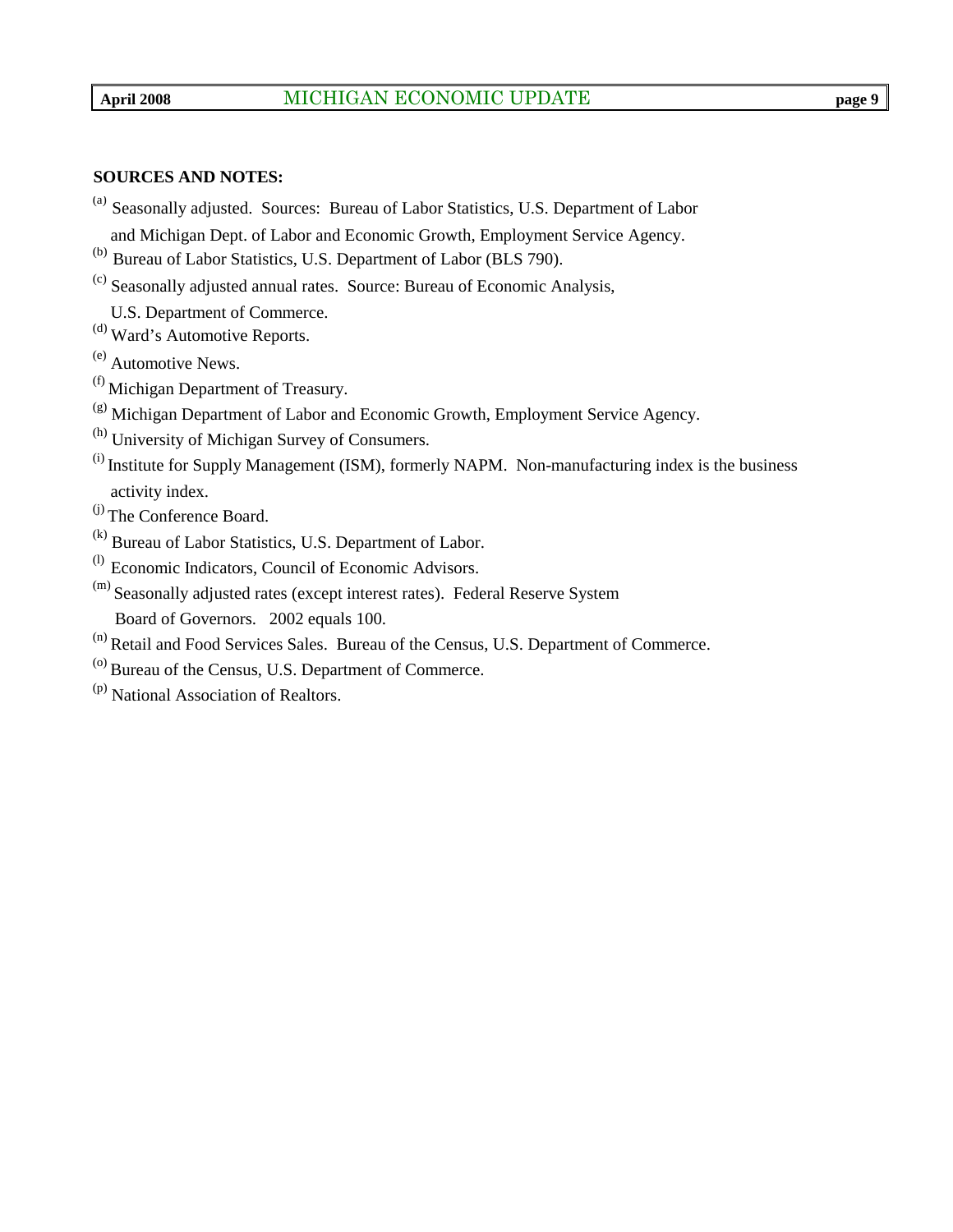**SOURCES AND NOTES:**

[a] Seasonally adjusted. Sources: Bureau of Labor Statistics, U.S. Department of Labor and Michigan Dept. of Labor and Economic Growth, Employment Service Agency.

[b] Bureau of Labor Statistics, U.S. Department of Labor (BLS 790).

[c] Seasonally adjusted annual rates. Source: Bureau of Economic Analysis, U.S. Department of Commerce.

[d] Ward's Automotive Reports.

[e] Automotive News.

[f] Michigan Department of Treasury.

[g] Michigan Department of Labor and Economic Growth, Employment Service Agency.

[h] University of Michigan Survey of Consumers.

[i] Institute for Supply Management (ISM), formerly NAPM. Non-manufacturing index is the business activity index.

[j] The Conference Board.

[k] Bureau of Labor Statistics, U.S. Department of Labor.

[l] Economic Indicators, Council of Economic Advisors.

[m] Seasonally adjusted rates (except interest rates). Federal Reserve System Board of Governors. 2002 equals 100.

[n] Retail and Food Services Sales. Bureau of the Census, U.S. Department of Commerce.

[o] Bureau of the Census, U.S. Department of Commerce.

[p] National Association of Realtors.